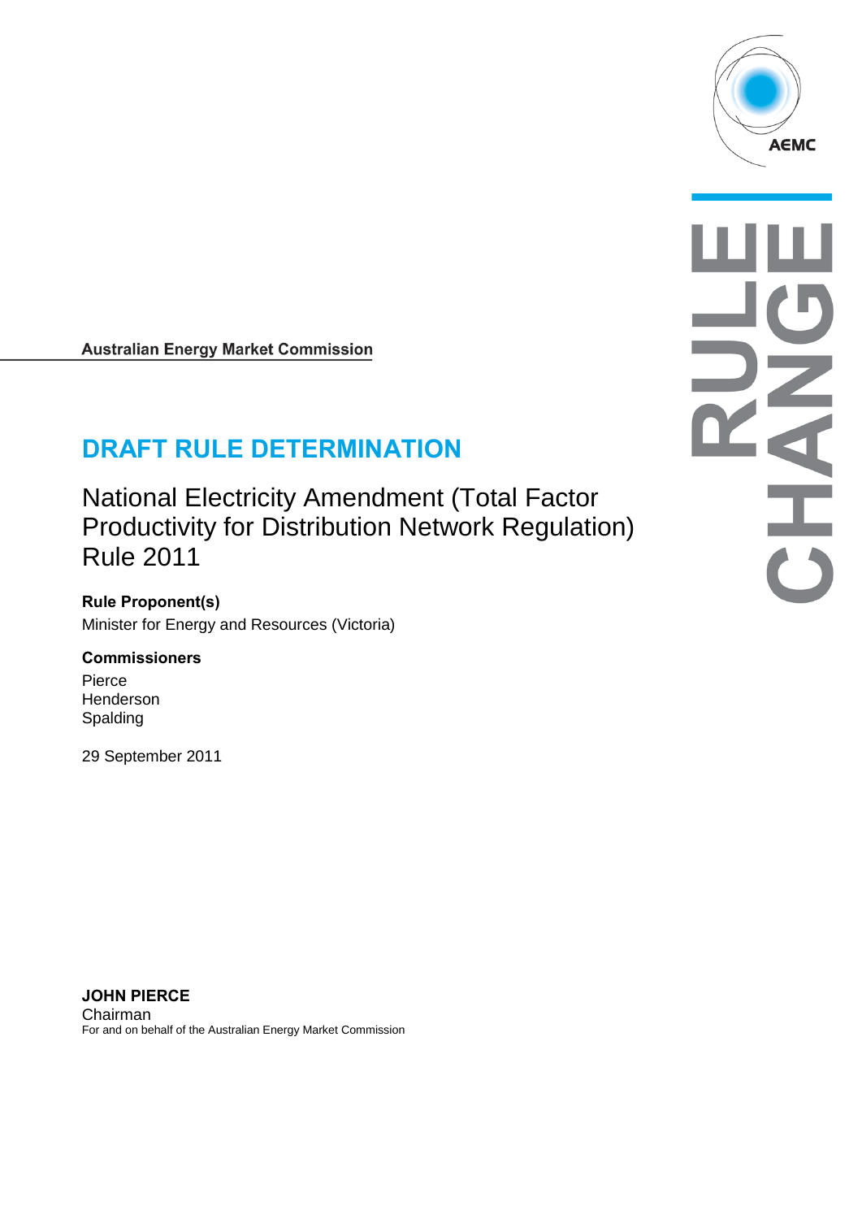AEMC

RULE CHANGE

**Australian Energy Market Commission**

# DRAFT RULE DETERMINATION

## National Electricity Amendment (Total Factor Productivity for Distribution Network Regulation) Rule 2011

**Rule Proponent(s)**

Minister for Energy and Resources (Victoria)

**Commissioners**

Pierce
Henderson
Spalding

29 September 2011

**JOHN PIERCE**
Chairman
For and on behalf of the Australian Energy Market Commission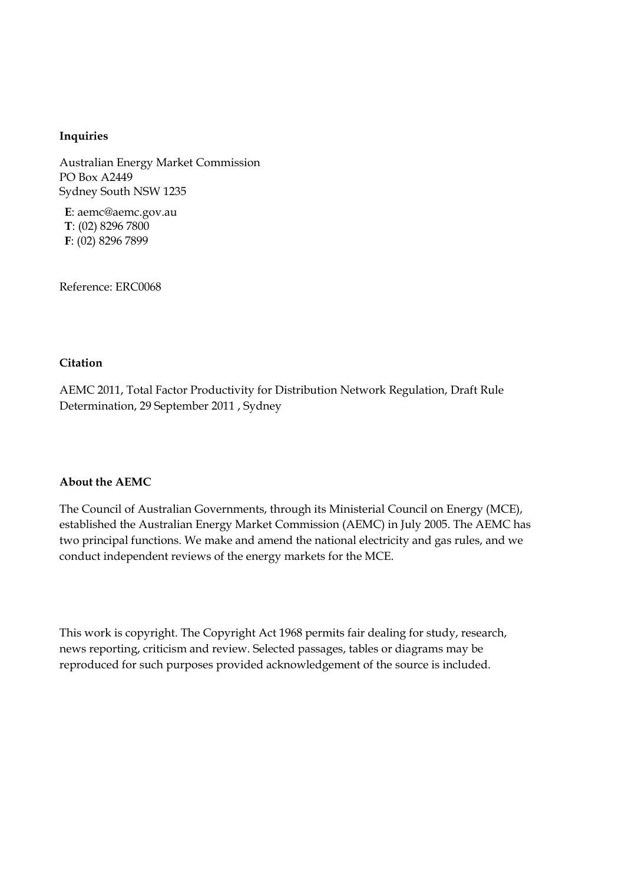**Inquiries**

Australian Energy Market Commission
PO Box A2449
Sydney South NSW 1235

**E**: aemc@aemc.gov.au
**T**: (02) 8296 7800
**F**: (02) 8296 7899

Reference: ERC0068

**Citation**

AEMC 2011, Total Factor Productivity for Distribution Network Regulation, Draft Rule Determination, 29 September 2011 , Sydney

**About the AEMC**

The Council of Australian Governments, through its Ministerial Council on Energy (MCE), established the Australian Energy Market Commission (AEMC) in July 2005. The AEMC has two principal functions. We make and amend the national electricity and gas rules, and we conduct independent reviews of the energy markets for the MCE.

This work is copyright. The Copyright Act 1968 permits fair dealing for study, research, news reporting, criticism and review. Selected passages, tables or diagrams may be reproduced for such purposes provided acknowledgement of the source is included.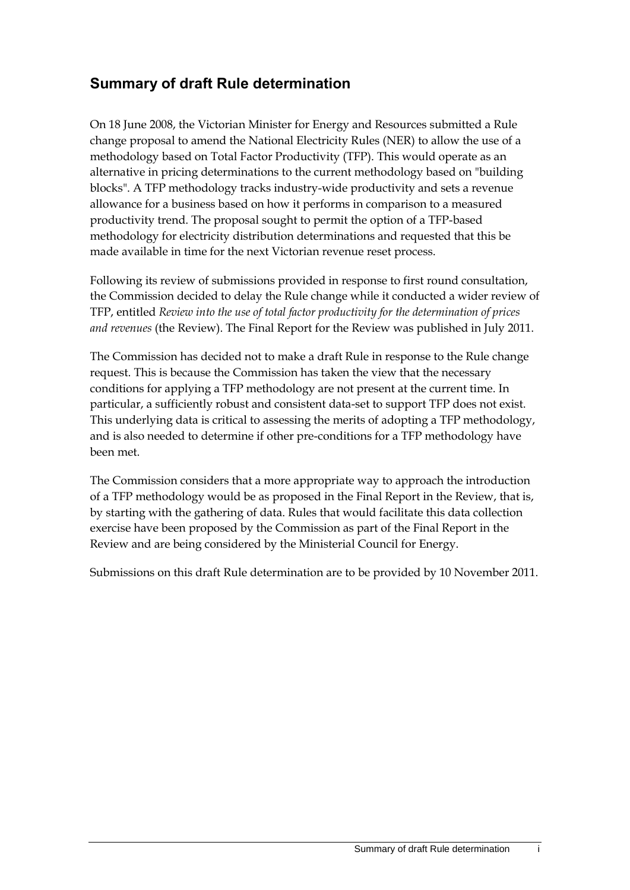## Summary of draft Rule determination

On 18 June 2008, the Victorian Minister for Energy and Resources submitted a Rule change proposal to amend the National Electricity Rules (NER) to allow the use of a methodology based on Total Factor Productivity (TFP). This would operate as an alternative in pricing determinations to the current methodology based on "building blocks". A TFP methodology tracks industry-wide productivity and sets a revenue allowance for a business based on how it performs in comparison to a measured productivity trend. The proposal sought to permit the option of a TFP-based methodology for electricity distribution determinations and requested that this be made available in time for the next Victorian revenue reset process.

Following its review of submissions provided in response to first round consultation, the Commission decided to delay the Rule change while it conducted a wider review of TFP, entitled *Review into the use of total factor productivity for the determination of prices and revenues* (the Review). The Final Report for the Review was published in July 2011.

The Commission has decided not to make a draft Rule in response to the Rule change request. This is because the Commission has taken the view that the necessary conditions for applying a TFP methodology are not present at the current time. In particular, a sufficiently robust and consistent data-set to support TFP does not exist. This underlying data is critical to assessing the merits of adopting a TFP methodology, and is also needed to determine if other pre-conditions for a TFP methodology have been met.

The Commission considers that a more appropriate way to approach the introduction of a TFP methodology would be as proposed in the Final Report in the Review, that is, by starting with the gathering of data. Rules that would facilitate this data collection exercise have been proposed by the Commission as part of the Final Report in the Review and are being considered by the Ministerial Council for Energy.

Submissions on this draft Rule determination are to be provided by 10 November 2011.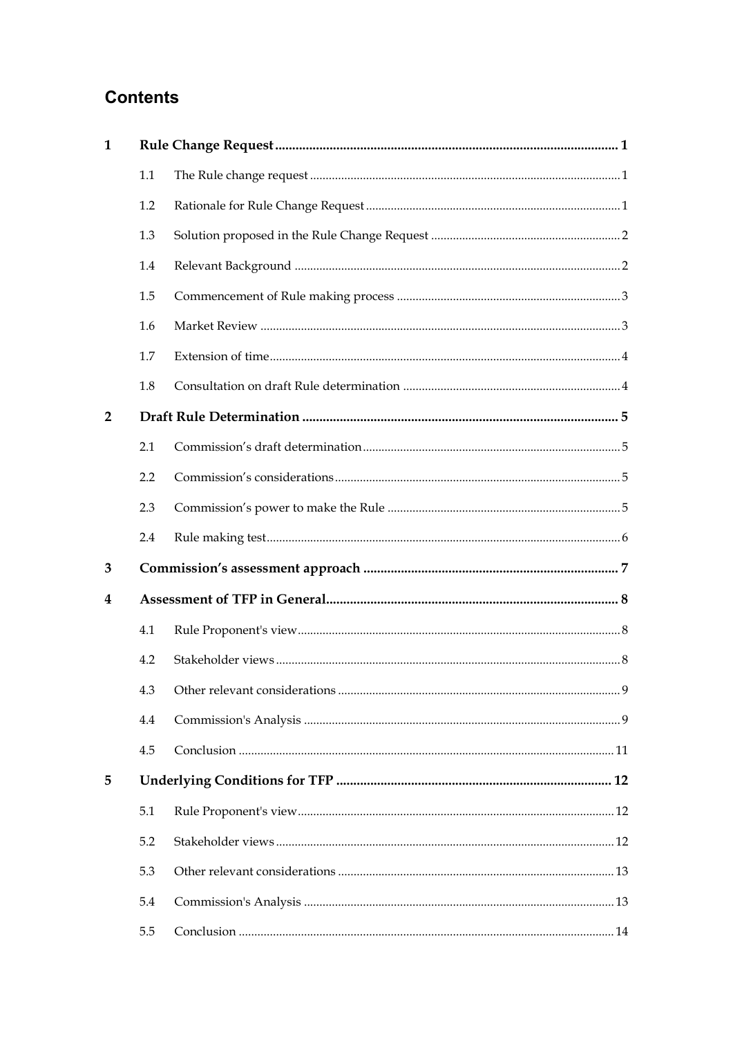# Contents

**1 Rule Change Request ... 1**

- 1.1 The Rule change request ... 1
- 1.2 Rationale for Rule Change Request ... 1
- 1.3 Solution proposed in the Rule Change Request ... 2
- 1.4 Relevant Background ... 2
- 1.5 Commencement of Rule making process ... 3
- 1.6 Market Review ... 3
- 1.7 Extension of time ... 4
- 1.8 Consultation on draft Rule determination ... 4

**2 Draft Rule Determination ... 5**

- 2.1 Commission's draft determination ... 5
- 2.2 Commission's considerations ... 5
- 2.3 Commission's power to make the Rule ... 5
- 2.4 Rule making test ... 6

**3 Commission's assessment approach ... 7**

**4 Assessment of TFP in General ... 8**

- 4.1 Rule Proponent's view ... 8
- 4.2 Stakeholder views ... 8
- 4.3 Other relevant considerations ... 9
- 4.4 Commission's Analysis ... 9
- 4.5 Conclusion ... 11

**5 Underlying Conditions for TFP ... 12**

- 5.1 Rule Proponent's view ... 12
- 5.2 Stakeholder views ... 12
- 5.3 Other relevant considerations ... 13
- 5.4 Commission's Analysis ... 13
- 5.5 Conclusion ... 14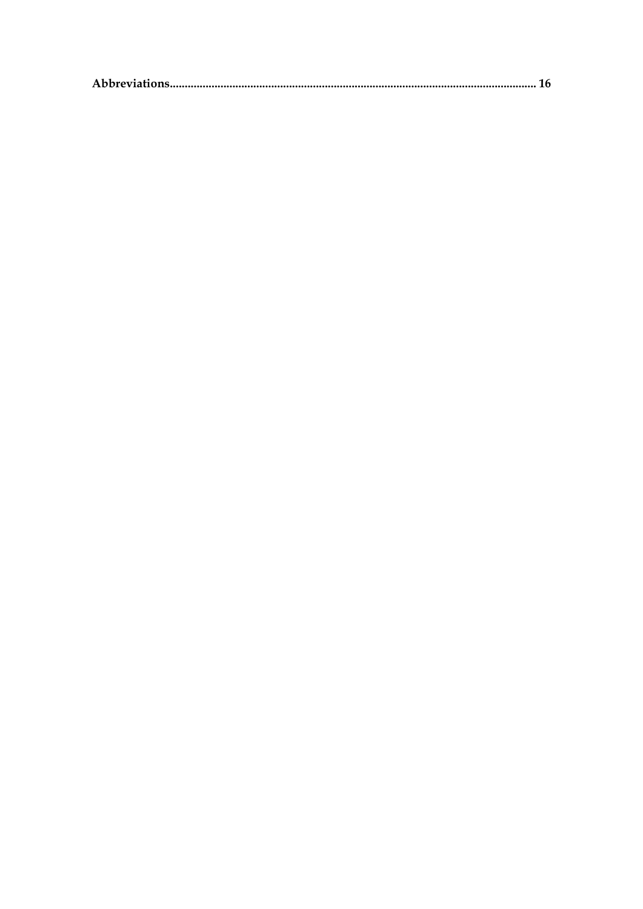**Abbreviations........................................................................................................................ 16**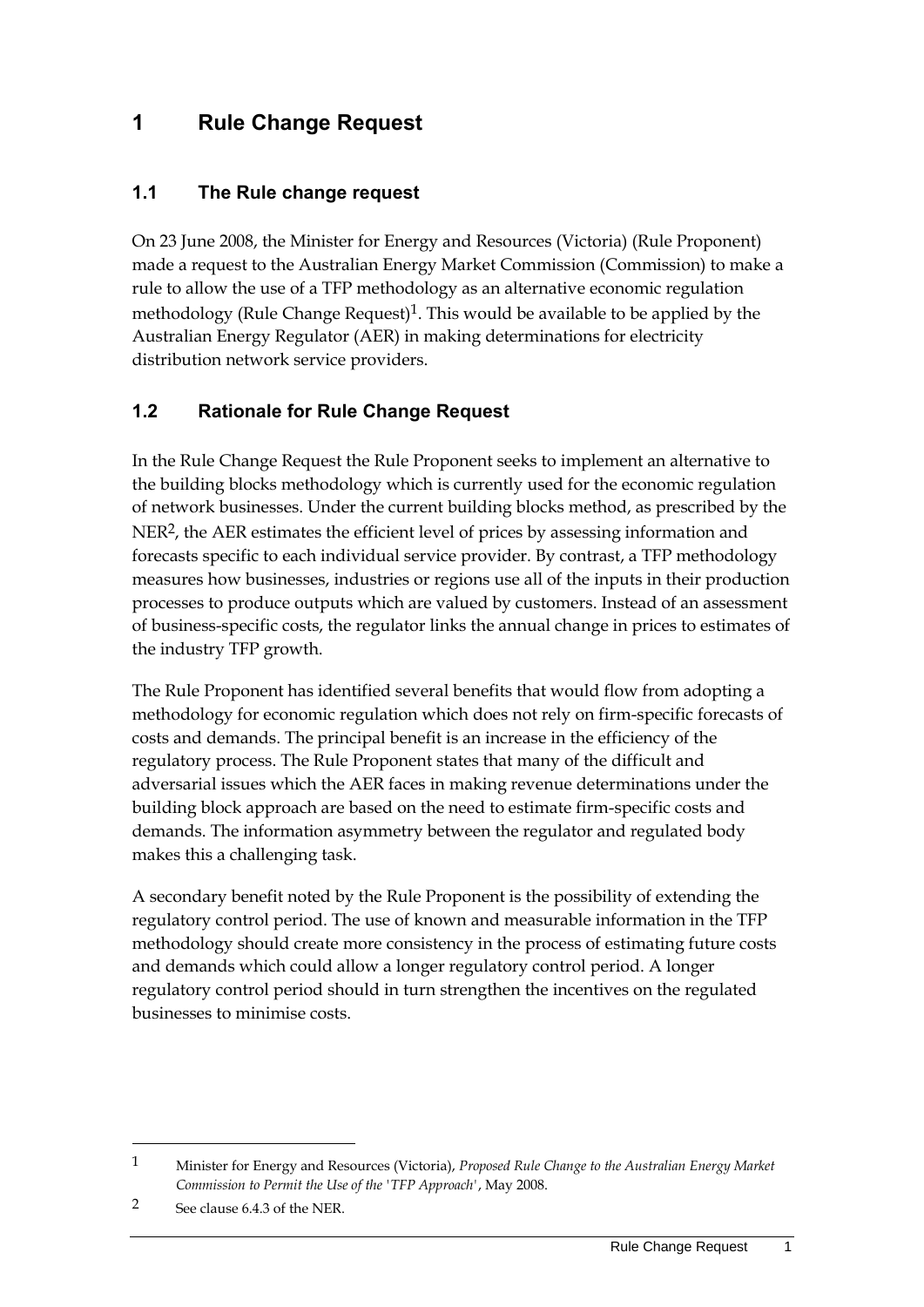# 1 Rule Change Request

## 1.1 The Rule change request

On 23 June 2008, the Minister for Energy and Resources (Victoria) (Rule Proponent) made a request to the Australian Energy Market Commission (Commission) to make a rule to allow the use of a TFP methodology as an alternative economic regulation methodology (Rule Change Request)[1]. This would be available to be applied by the Australian Energy Regulator (AER) in making determinations for electricity distribution network service providers.

## 1.2 Rationale for Rule Change Request

In the Rule Change Request the Rule Proponent seeks to implement an alternative to the building blocks methodology which is currently used for the economic regulation of network businesses. Under the current building blocks method, as prescribed by the NER[2], the AER estimates the efficient level of prices by assessing information and forecasts specific to each individual service provider. By contrast, a TFP methodology measures how businesses, industries or regions use all of the inputs in their production processes to produce outputs which are valued by customers. Instead of an assessment of business-specific costs, the regulator links the annual change in prices to estimates of the industry TFP growth.

The Rule Proponent has identified several benefits that would flow from adopting a methodology for economic regulation which does not rely on firm-specific forecasts of costs and demands. The principal benefit is an increase in the efficiency of the regulatory process. The Rule Proponent states that many of the difficult and adversarial issues which the AER faces in making revenue determinations under the building block approach are based on the need to estimate firm-specific costs and demands. The information asymmetry between the regulator and regulated body makes this a challenging task.

A secondary benefit noted by the Rule Proponent is the possibility of extending the regulatory control period. The use of known and measurable information in the TFP methodology should create more consistency in the process of estimating future costs and demands which could allow a longer regulatory control period. A longer regulatory control period should in turn strengthen the incentives on the regulated businesses to minimise costs.

---

1 Minister for Energy and Resources (Victoria), *Proposed Rule Change to the Australian Energy Market Commission to Permit the Use of the 'TFP Approach'*, May 2008.

2 See clause 6.4.3 of the NER.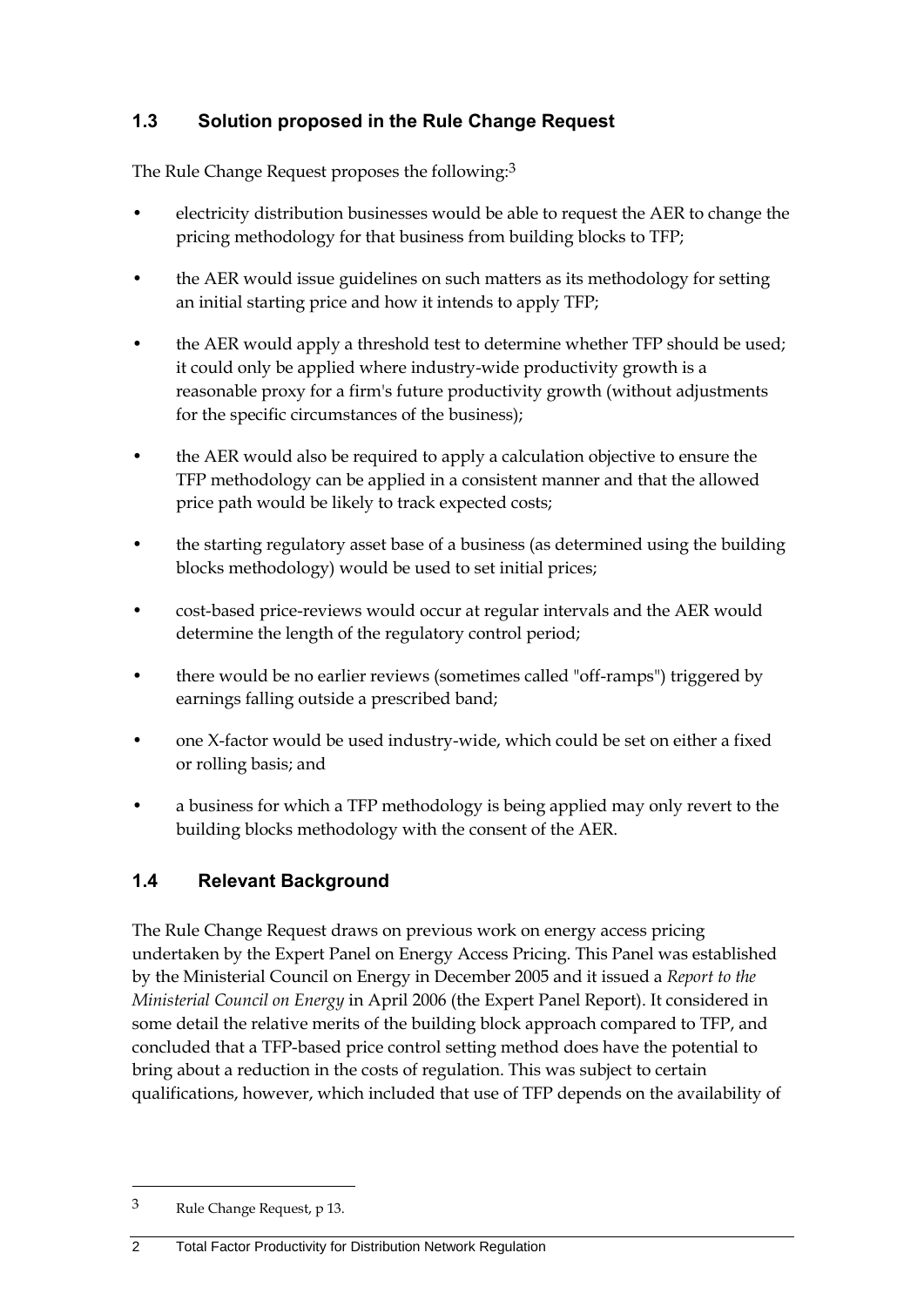## 1.3 Solution proposed in the Rule Change Request

The Rule Change Request proposes the following:[3]

- electricity distribution businesses would be able to request the AER to change the pricing methodology for that business from building blocks to TFP;
- the AER would issue guidelines on such matters as its methodology for setting an initial starting price and how it intends to apply TFP;
- the AER would apply a threshold test to determine whether TFP should be used; it could only be applied where industry-wide productivity growth is a reasonable proxy for a firm's future productivity growth (without adjustments for the specific circumstances of the business);
- the AER would also be required to apply a calculation objective to ensure the TFP methodology can be applied in a consistent manner and that the allowed price path would be likely to track expected costs;
- the starting regulatory asset base of a business (as determined using the building blocks methodology) would be used to set initial prices;
- cost-based price-reviews would occur at regular intervals and the AER would determine the length of the regulatory control period;
- there would be no earlier reviews (sometimes called "off-ramps") triggered by earnings falling outside a prescribed band;
- one X-factor would be used industry-wide, which could be set on either a fixed or rolling basis; and
- a business for which a TFP methodology is being applied may only revert to the building blocks methodology with the consent of the AER.

## 1.4 Relevant Background

The Rule Change Request draws on previous work on energy access pricing undertaken by the Expert Panel on Energy Access Pricing. This Panel was established by the Ministerial Council on Energy in December 2005 and it issued a *Report to the Ministerial Council on Energy* in April 2006 (the Expert Panel Report). It considered in some detail the relative merits of the building block approach compared to TFP, and concluded that a TFP-based price control setting method does have the potential to bring about a reduction in the costs of regulation. This was subject to certain qualifications, however, which included that use of TFP depends on the availability of

[3] Rule Change Request, p 13.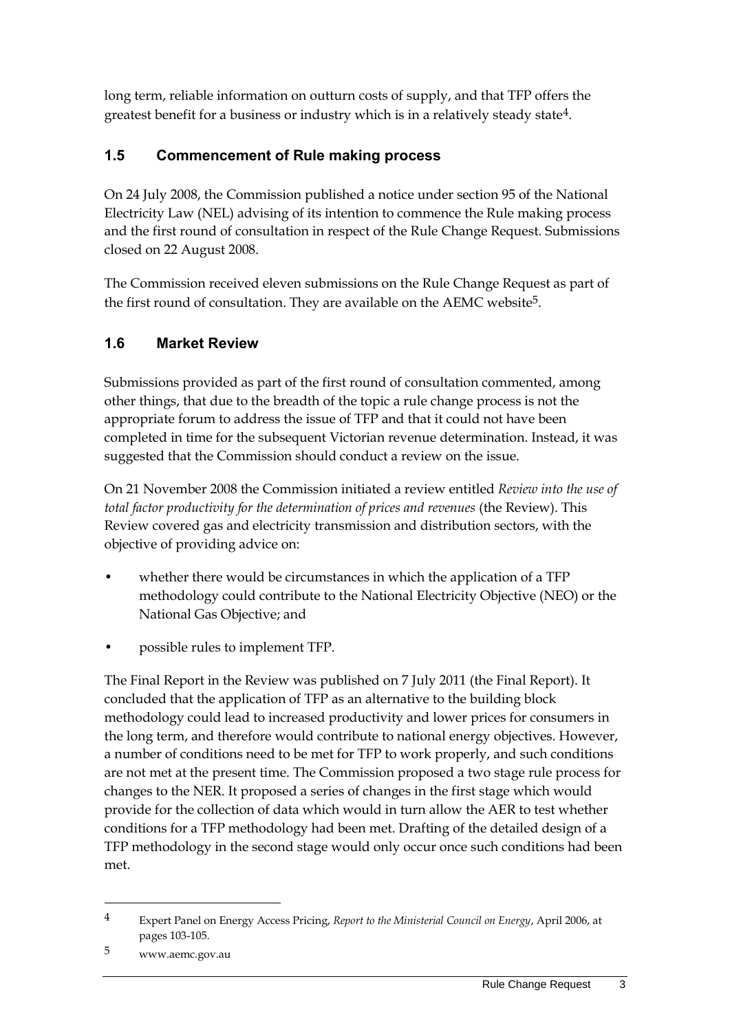long term, reliable information on outturn costs of supply, and that TFP offers the greatest benefit for a business or industry which is in a relatively steady state[4].

## 1.5 Commencement of Rule making process

On 24 July 2008, the Commission published a notice under section 95 of the National Electricity Law (NEL) advising of its intention to commence the Rule making process and the first round of consultation in respect of the Rule Change Request. Submissions closed on 22 August 2008.

The Commission received eleven submissions on the Rule Change Request as part of the first round of consultation. They are available on the AEMC website[5].

## 1.6 Market Review

Submissions provided as part of the first round of consultation commented, among other things, that due to the breadth of the topic a rule change process is not the appropriate forum to address the issue of TFP and that it could not have been completed in time for the subsequent Victorian revenue determination. Instead, it was suggested that the Commission should conduct a review on the issue.

On 21 November 2008 the Commission initiated a review entitled *Review into the use of total factor productivity for the determination of prices and revenues* (the Review). This Review covered gas and electricity transmission and distribution sectors, with the objective of providing advice on:

- whether there would be circumstances in which the application of a TFP methodology could contribute to the National Electricity Objective (NEO) or the National Gas Objective; and
- possible rules to implement TFP.

The Final Report in the Review was published on 7 July 2011 (the Final Report). It concluded that the application of TFP as an alternative to the building block methodology could lead to increased productivity and lower prices for consumers in the long term, and therefore would contribute to national energy objectives. However, a number of conditions need to be met for TFP to work properly, and such conditions are not met at the present time. The Commission proposed a two stage rule process for changes to the NER. It proposed a series of changes in the first stage which would provide for the collection of data which would in turn allow the AER to test whether conditions for a TFP methodology had been met. Drafting of the detailed design of a TFP methodology in the second stage would only occur once such conditions had been met.

---

4 Expert Panel on Energy Access Pricing, *Report to the Ministerial Council on Energy*, April 2006, at pages 103-105.

5 www.aemc.gov.au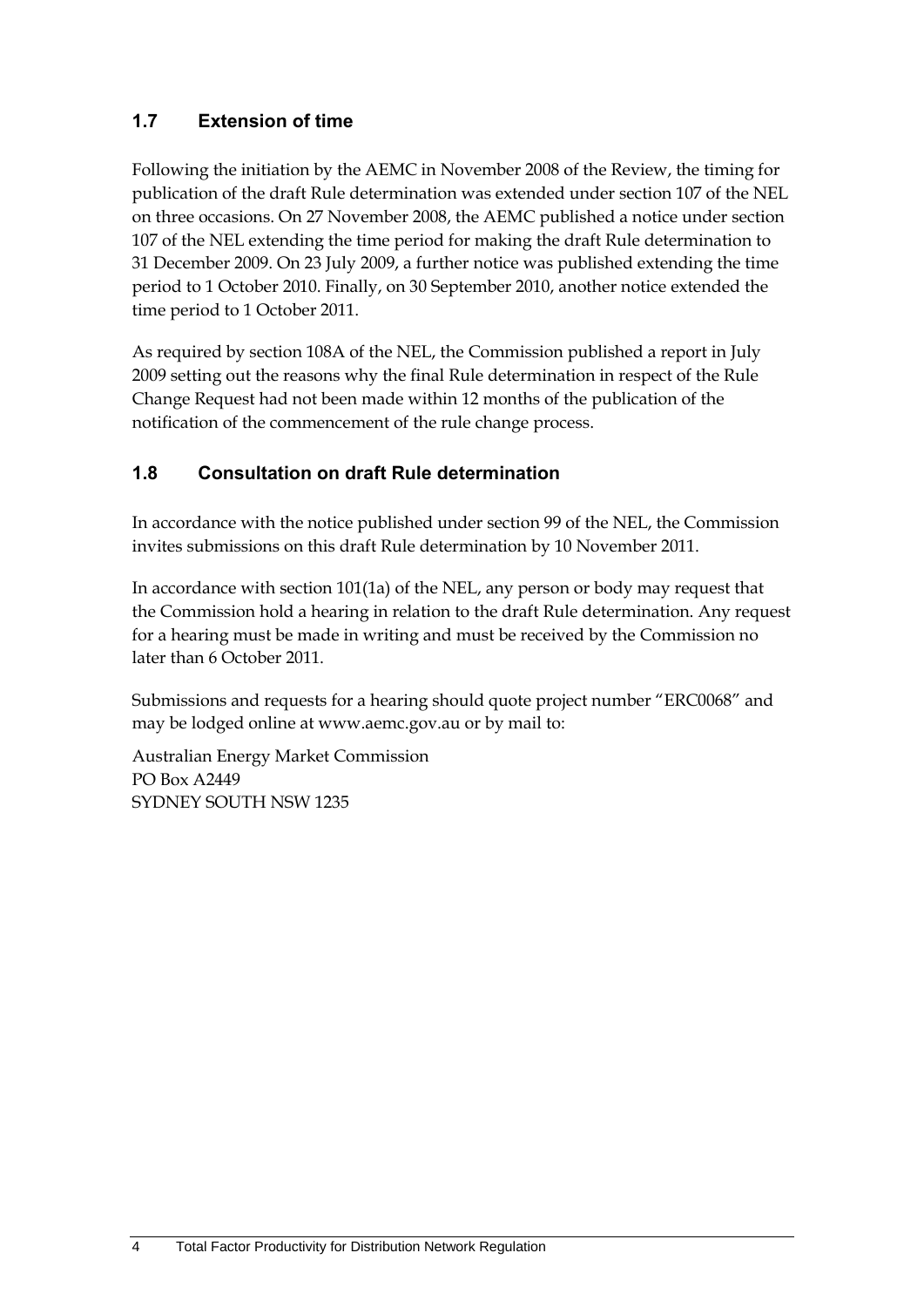## 1.7 Extension of time

Following the initiation by the AEMC in November 2008 of the Review, the timing for publication of the draft Rule determination was extended under section 107 of the NEL on three occasions. On 27 November 2008, the AEMC published a notice under section 107 of the NEL extending the time period for making the draft Rule determination to 31 December 2009. On 23 July 2009, a further notice was published extending the time period to 1 October 2010. Finally, on 30 September 2010, another notice extended the time period to 1 October 2011.

As required by section 108A of the NEL, the Commission published a report in July 2009 setting out the reasons why the final Rule determination in respect of the Rule Change Request had not been made within 12 months of the publication of the notification of the commencement of the rule change process.

## 1.8 Consultation on draft Rule determination

In accordance with the notice published under section 99 of the NEL, the Commission invites submissions on this draft Rule determination by 10 November 2011.

In accordance with section 101(1a) of the NEL, any person or body may request that the Commission hold a hearing in relation to the draft Rule determination. Any request for a hearing must be made in writing and must be received by the Commission no later than 6 October 2011.

Submissions and requests for a hearing should quote project number "ERC0068" and may be lodged online at www.aemc.gov.au or by mail to:

Australian Energy Market Commission
PO Box A2449
SYDNEY SOUTH NSW 1235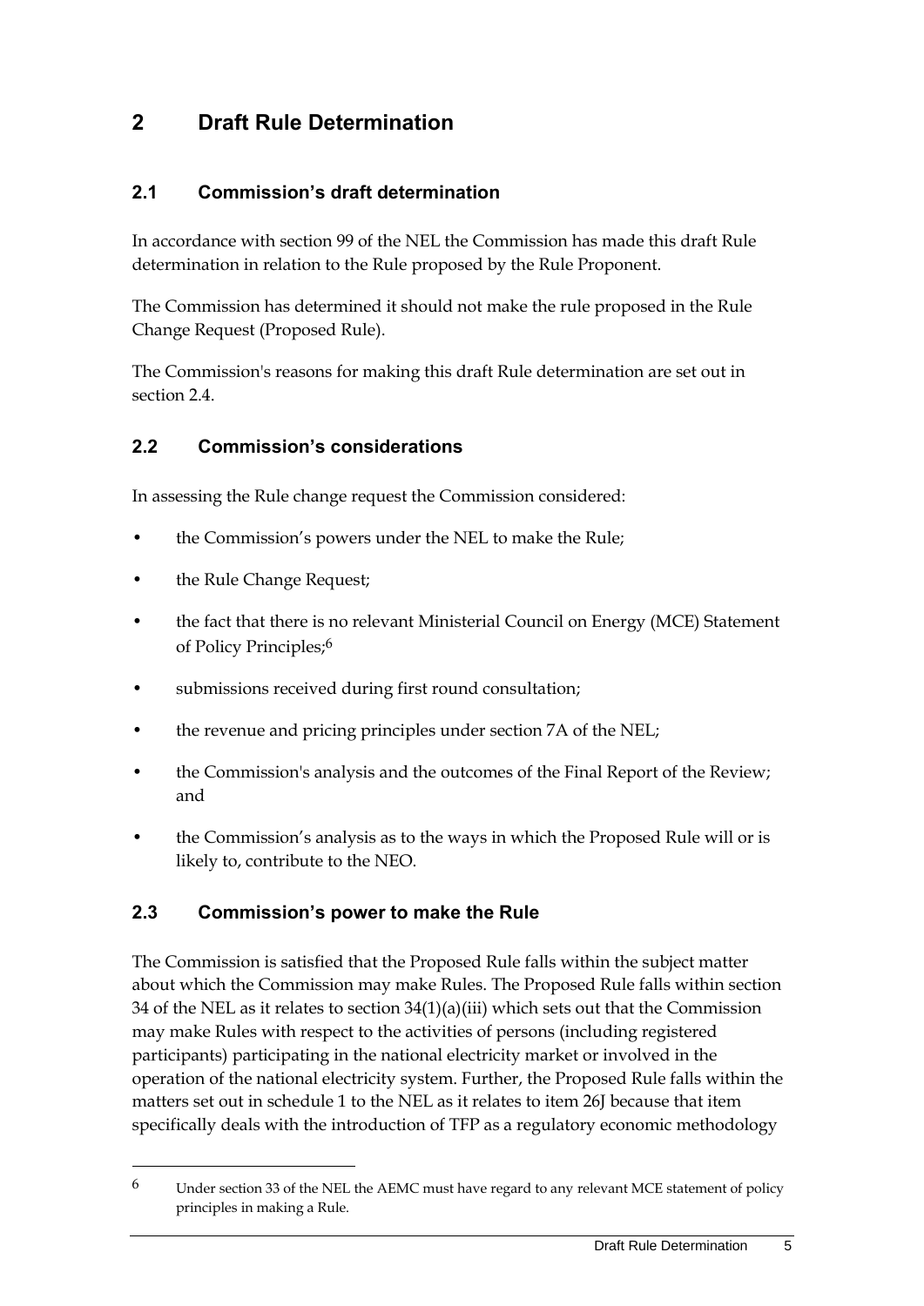# 2 Draft Rule Determination

## 2.1 Commission's draft determination

In accordance with section 99 of the NEL the Commission has made this draft Rule determination in relation to the Rule proposed by the Rule Proponent.

The Commission has determined it should not make the rule proposed in the Rule Change Request (Proposed Rule).

The Commission's reasons for making this draft Rule determination are set out in section 2.4.

## 2.2 Commission's considerations

In assessing the Rule change request the Commission considered:

- the Commission's powers under the NEL to make the Rule;
- the Rule Change Request;
- the fact that there is no relevant Ministerial Council on Energy (MCE) Statement of Policy Principles;[6]
- submissions received during first round consultation;
- the revenue and pricing principles under section 7A of the NEL;
- the Commission's analysis and the outcomes of the Final Report of the Review; and
- the Commission's analysis as to the ways in which the Proposed Rule will or is likely to, contribute to the NEO.

## 2.3 Commission's power to make the Rule

The Commission is satisfied that the Proposed Rule falls within the subject matter about which the Commission may make Rules. The Proposed Rule falls within section 34 of the NEL as it relates to section 34(1)(a)(iii) which sets out that the Commission may make Rules with respect to the activities of persons (including registered participants) participating in the national electricity market or involved in the operation of the national electricity system. Further, the Proposed Rule falls within the matters set out in schedule 1 to the NEL as it relates to item 26J because that item specifically deals with the introduction of TFP as a regulatory economic methodology

[6] Under section 33 of the NEL the AEMC must have regard to any relevant MCE statement of policy principles in making a Rule.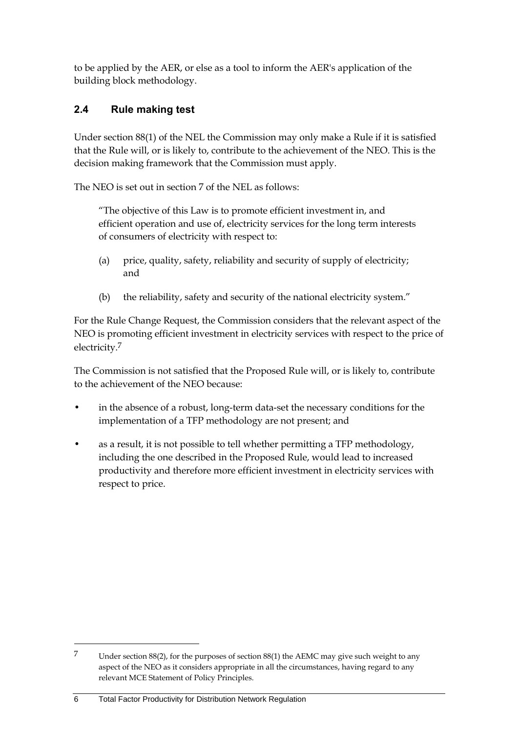to be applied by the AER, or else as a tool to inform the AER's application of the building block methodology.

## 2.4 Rule making test

Under section 88(1) of the NEL the Commission may only make a Rule if it is satisfied that the Rule will, or is likely to, contribute to the achievement of the NEO. This is the decision making framework that the Commission must apply.

The NEO is set out in section 7 of the NEL as follows:

> "The objective of this Law is to promote efficient investment in, and efficient operation and use of, electricity services for the long term interests of consumers of electricity with respect to:
>
> (a) price, quality, safety, reliability and security of supply of electricity; and
>
> (b) the reliability, safety and security of the national electricity system."

For the Rule Change Request, the Commission considers that the relevant aspect of the NEO is promoting efficient investment in electricity services with respect to the price of electricity.[7]

The Commission is not satisfied that the Proposed Rule will, or is likely to, contribute to the achievement of the NEO because:

- in the absence of a robust, long-term data-set the necessary conditions for the implementation of a TFP methodology are not present; and
- as a result, it is not possible to tell whether permitting a TFP methodology, including the one described in the Proposed Rule, would lead to increased productivity and therefore more efficient investment in electricity services with respect to price.

---

[7] Under section 88(2), for the purposes of section 88(1) the AEMC may give such weight to any aspect of the NEO as it considers appropriate in all the circumstances, having regard to any relevant MCE Statement of Policy Principles.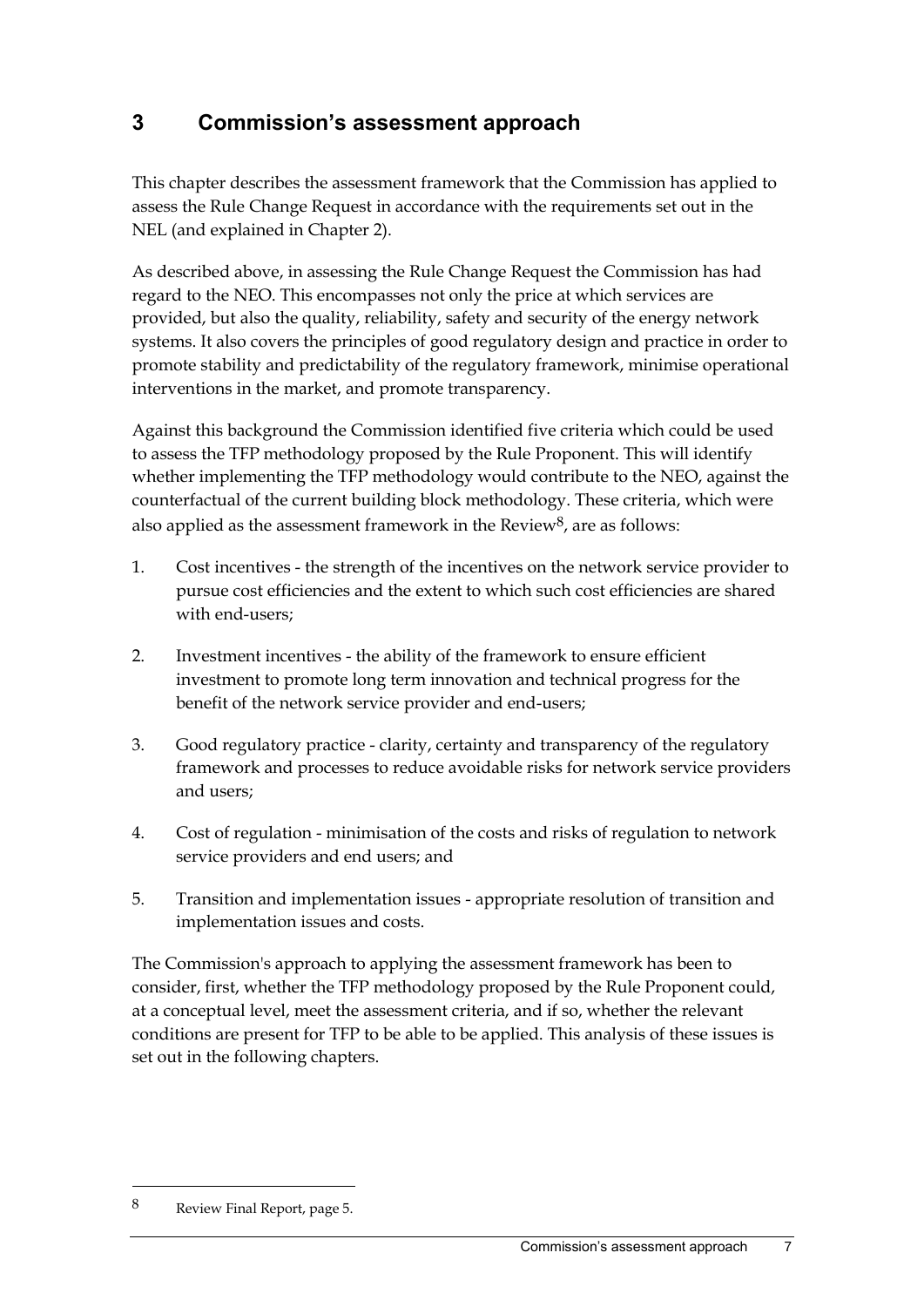## 3 Commission's assessment approach

This chapter describes the assessment framework that the Commission has applied to assess the Rule Change Request in accordance with the requirements set out in the NEL (and explained in Chapter 2).

As described above, in assessing the Rule Change Request the Commission has had regard to the NEO. This encompasses not only the price at which services are provided, but also the quality, reliability, safety and security of the energy network systems. It also covers the principles of good regulatory design and practice in order to promote stability and predictability of the regulatory framework, minimise operational interventions in the market, and promote transparency.

Against this background the Commission identified five criteria which could be used to assess the TFP methodology proposed by the Rule Proponent. This will identify whether implementing the TFP methodology would contribute to the NEO, against the counterfactual of the current building block methodology. These criteria, which were also applied as the assessment framework in the Review[8], are as follows:

1. Cost incentives - the strength of the incentives on the network service provider to pursue cost efficiencies and the extent to which such cost efficiencies are shared with end-users;
2. Investment incentives - the ability of the framework to ensure efficient investment to promote long term innovation and technical progress for the benefit of the network service provider and end-users;
3. Good regulatory practice - clarity, certainty and transparency of the regulatory framework and processes to reduce avoidable risks for network service providers and users;
4. Cost of regulation - minimisation of the costs and risks of regulation to network service providers and end users; and
5. Transition and implementation issues - appropriate resolution of transition and implementation issues and costs.

The Commission's approach to applying the assessment framework has been to consider, first, whether the TFP methodology proposed by the Rule Proponent could, at a conceptual level, meet the assessment criteria, and if so, whether the relevant conditions are present for TFP to be able to be applied. This analysis of these issues is set out in the following chapters.

---

8 Review Final Report, page 5.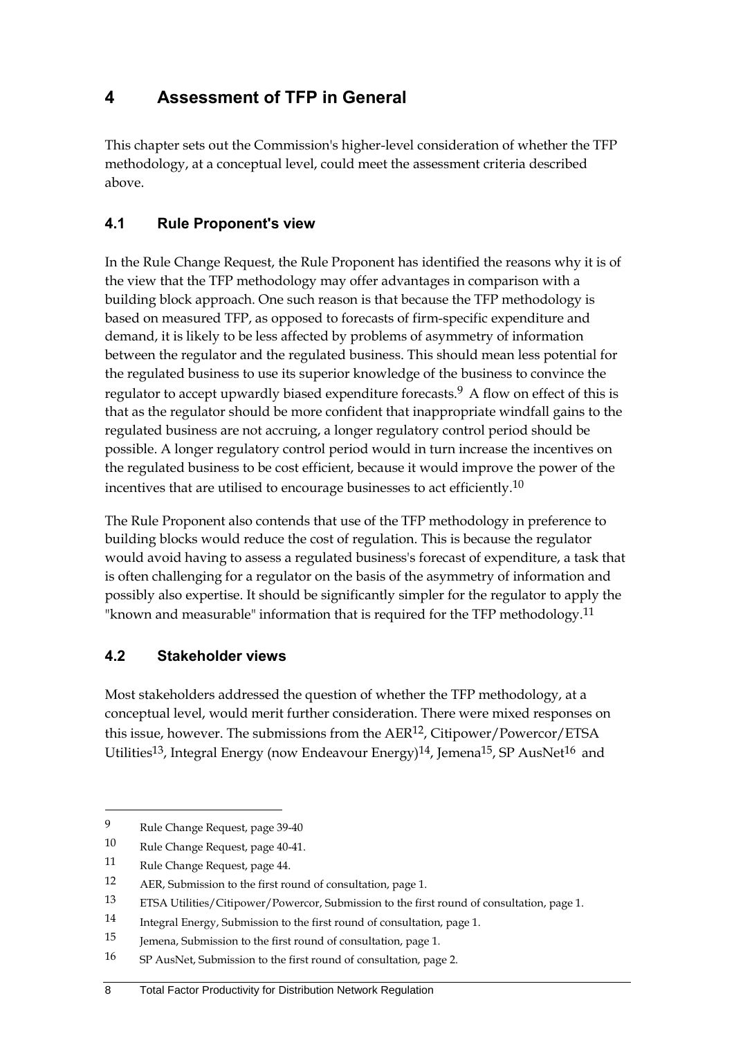# 4 Assessment of TFP in General

This chapter sets out the Commission's higher-level consideration of whether the TFP methodology, at a conceptual level, could meet the assessment criteria described above.

## 4.1 Rule Proponent's view

In the Rule Change Request, the Rule Proponent has identified the reasons why it is of the view that the TFP methodology may offer advantages in comparison with a building block approach. One such reason is that because the TFP methodology is based on measured TFP, as opposed to forecasts of firm-specific expenditure and demand, it is likely to be less affected by problems of asymmetry of information between the regulator and the regulated business. This should mean less potential for the regulated business to use its superior knowledge of the business to convince the regulator to accept upwardly biased expenditure forecasts.[9] A flow on effect of this is that as the regulator should be more confident that inappropriate windfall gains to the regulated business are not accruing, a longer regulatory control period should be possible. A longer regulatory control period would in turn increase the incentives on the regulated business to be cost efficient, because it would improve the power of the incentives that are utilised to encourage businesses to act efficiently.[10]

The Rule Proponent also contends that use of the TFP methodology in preference to building blocks would reduce the cost of regulation. This is because the regulator would avoid having to assess a regulated business's forecast of expenditure, a task that is often challenging for a regulator on the basis of the asymmetry of information and possibly also expertise. It should be significantly simpler for the regulator to apply the "known and measurable" information that is required for the TFP methodology.[11]

## 4.2 Stakeholder views

Most stakeholders addressed the question of whether the TFP methodology, at a conceptual level, would merit further consideration. There were mixed responses on this issue, however. The submissions from the AER[12], Citipower/Powercor/ETSA Utilities[13], Integral Energy (now Endeavour Energy)[14], Jemena[15], SP AusNet[16] and

---

[9] Rule Change Request, page 39-40

[10] Rule Change Request, page 40-41.

[11] Rule Change Request, page 44.

[12] AER, Submission to the first round of consultation, page 1.

[13] ETSA Utilities/Citipower/Powercor, Submission to the first round of consultation, page 1.

[14] Integral Energy, Submission to the first round of consultation, page 1.

[15] Jemena, Submission to the first round of consultation, page 1.

[16] SP AusNet, Submission to the first round of consultation, page 2.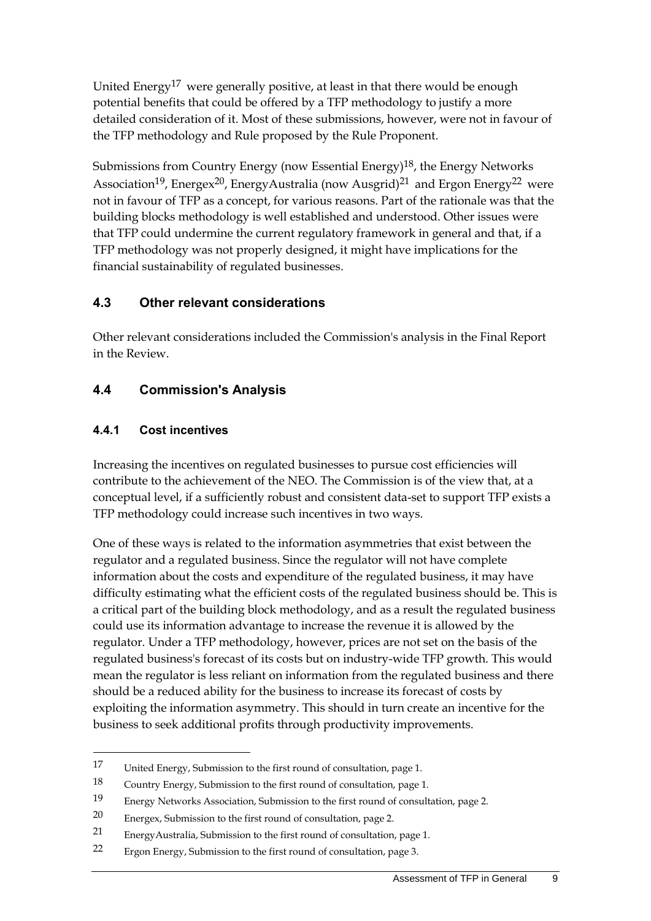United Energy[17] were generally positive, at least in that there would be enough potential benefits that could be offered by a TFP methodology to justify a more detailed consideration of it. Most of these submissions, however, were not in favour of the TFP methodology and Rule proposed by the Rule Proponent.

Submissions from Country Energy (now Essential Energy)[18], the Energy Networks Association[19], Energex[20], EnergyAustralia (now Ausgrid)[21] and Ergon Energy[22] were not in favour of TFP as a concept, for various reasons. Part of the rationale was that the building blocks methodology is well established and understood. Other issues were that TFP could undermine the current regulatory framework in general and that, if a TFP methodology was not properly designed, it might have implications for the financial sustainability of regulated businesses.

## 4.3 Other relevant considerations

Other relevant considerations included the Commission's analysis in the Final Report in the Review.

## 4.4 Commission's Analysis

### 4.4.1 Cost incentives

Increasing the incentives on regulated businesses to pursue cost efficiencies will contribute to the achievement of the NEO. The Commission is of the view that, at a conceptual level, if a sufficiently robust and consistent data-set to support TFP exists a TFP methodology could increase such incentives in two ways.

One of these ways is related to the information asymmetries that exist between the regulator and a regulated business. Since the regulator will not have complete information about the costs and expenditure of the regulated business, it may have difficulty estimating what the efficient costs of the regulated business should be. This is a critical part of the building block methodology, and as a result the regulated business could use its information advantage to increase the revenue it is allowed by the regulator. Under a TFP methodology, however, prices are not set on the basis of the regulated business's forecast of its costs but on industry-wide TFP growth. This would mean the regulator is less reliant on information from the regulated business and there should be a reduced ability for the business to increase its forecast of costs by exploiting the information asymmetry. This should in turn create an incentive for the business to seek additional profits through productivity improvements.

---

17 United Energy, Submission to the first round of consultation, page 1.

18 Country Energy, Submission to the first round of consultation, page 1.

19 Energy Networks Association, Submission to the first round of consultation, page 2.

20 Energex, Submission to the first round of consultation, page 2.

21 EnergyAustralia, Submission to the first round of consultation, page 1.

22 Ergon Energy, Submission to the first round of consultation, page 3.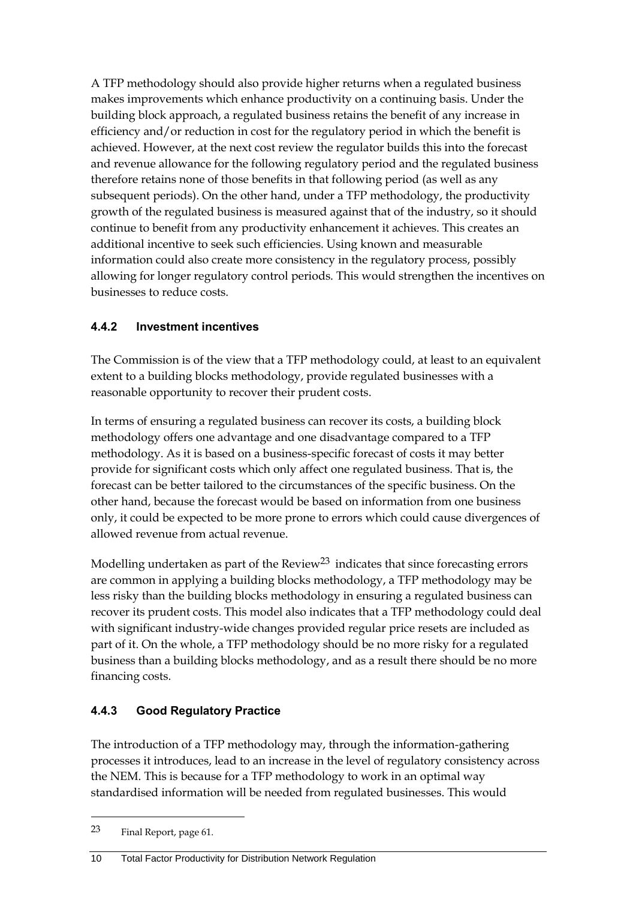A TFP methodology should also provide higher returns when a regulated business makes improvements which enhance productivity on a continuing basis. Under the building block approach, a regulated business retains the benefit of any increase in efficiency and/or reduction in cost for the regulatory period in which the benefit is achieved. However, at the next cost review the regulator builds this into the forecast and revenue allowance for the following regulatory period and the regulated business therefore retains none of those benefits in that following period (as well as any subsequent periods). On the other hand, under a TFP methodology, the productivity growth of the regulated business is measured against that of the industry, so it should continue to benefit from any productivity enhancement it achieves. This creates an additional incentive to seek such efficiencies. Using known and measurable information could also create more consistency in the regulatory process, possibly allowing for longer regulatory control periods. This would strengthen the incentives on businesses to reduce costs.

### 4.4.2 Investment incentives

The Commission is of the view that a TFP methodology could, at least to an equivalent extent to a building blocks methodology, provide regulated businesses with a reasonable opportunity to recover their prudent costs.

In terms of ensuring a regulated business can recover its costs, a building block methodology offers one advantage and one disadvantage compared to a TFP methodology. As it is based on a business-specific forecast of costs it may better provide for significant costs which only affect one regulated business. That is, the forecast can be better tailored to the circumstances of the specific business. On the other hand, because the forecast would be based on information from one business only, it could be expected to be more prone to errors which could cause divergences of allowed revenue from actual revenue.

Modelling undertaken as part of the Review[23] indicates that since forecasting errors are common in applying a building blocks methodology, a TFP methodology may be less risky than the building blocks methodology in ensuring a regulated business can recover its prudent costs. This model also indicates that a TFP methodology could deal with significant industry-wide changes provided regular price resets are included as part of it. On the whole, a TFP methodology should be no more risky for a regulated business than a building blocks methodology, and as a result there should be no more financing costs.

### 4.4.3 Good Regulatory Practice

The introduction of a TFP methodology may, through the information-gathering processes it introduces, lead to an increase in the level of regulatory consistency across the NEM. This is because for a TFP methodology to work in an optimal way standardised information will be needed from regulated businesses. This would

---

23 Final Report, page 61.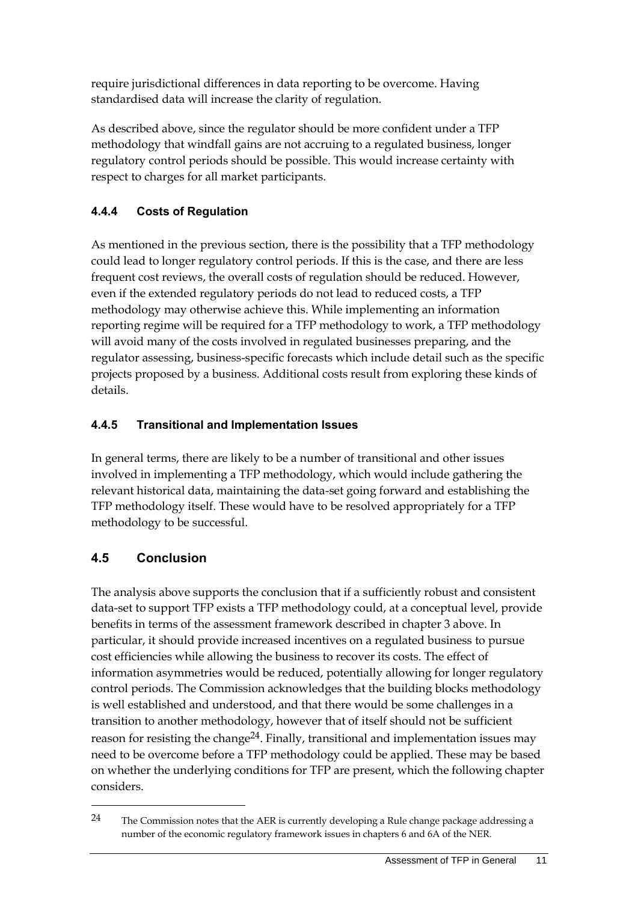require jurisdictional differences in data reporting to be overcome. Having standardised data will increase the clarity of regulation.

As described above, since the regulator should be more confident under a TFP methodology that windfall gains are not accruing to a regulated business, longer regulatory control periods should be possible. This would increase certainty with respect to charges for all market participants.

### 4.4.4 Costs of Regulation

As mentioned in the previous section, there is the possibility that a TFP methodology could lead to longer regulatory control periods. If this is the case, and there are less frequent cost reviews, the overall costs of regulation should be reduced. However, even if the extended regulatory periods do not lead to reduced costs, a TFP methodology may otherwise achieve this. While implementing an information reporting regime will be required for a TFP methodology to work, a TFP methodology will avoid many of the costs involved in regulated businesses preparing, and the regulator assessing, business-specific forecasts which include detail such as the specific projects proposed by a business. Additional costs result from exploring these kinds of details.

### 4.4.5 Transitional and Implementation Issues

In general terms, there are likely to be a number of transitional and other issues involved in implementing a TFP methodology, which would include gathering the relevant historical data, maintaining the data-set going forward and establishing the TFP methodology itself. These would have to be resolved appropriately for a TFP methodology to be successful.

## 4.5 Conclusion

The analysis above supports the conclusion that if a sufficiently robust and consistent data-set to support TFP exists a TFP methodology could, at a conceptual level, provide benefits in terms of the assessment framework described in chapter 3 above. In particular, it should provide increased incentives on a regulated business to pursue cost efficiencies while allowing the business to recover its costs. The effect of information asymmetries would be reduced, potentially allowing for longer regulatory control periods. The Commission acknowledges that the building blocks methodology is well established and understood, and that there would be some challenges in a transition to another methodology, however that of itself should not be sufficient reason for resisting the change[24]. Finally, transitional and implementation issues may need to be overcome before a TFP methodology could be applied. These may be based on whether the underlying conditions for TFP are present, which the following chapter considers.

[24] The Commission notes that the AER is currently developing a Rule change package addressing a number of the economic regulatory framework issues in chapters 6 and 6A of the NER.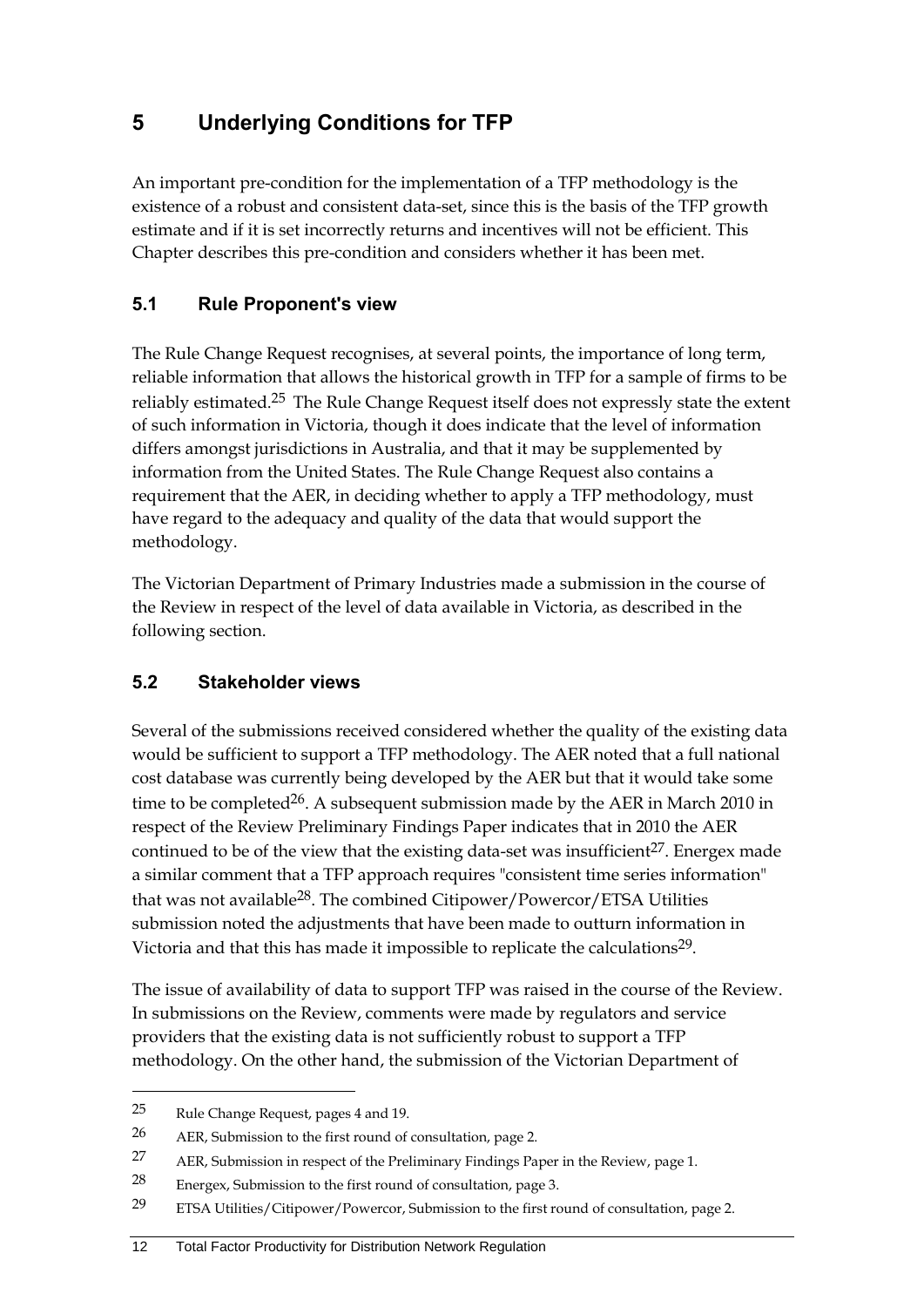# 5 Underlying Conditions for TFP

An important pre-condition for the implementation of a TFP methodology is the existence of a robust and consistent data-set, since this is the basis of the TFP growth estimate and if it is set incorrectly returns and incentives will not be efficient. This Chapter describes this pre-condition and considers whether it has been met.

## 5.1 Rule Proponent's view

The Rule Change Request recognises, at several points, the importance of long term, reliable information that allows the historical growth in TFP for a sample of firms to be reliably estimated.[25] The Rule Change Request itself does not expressly state the extent of such information in Victoria, though it does indicate that the level of information differs amongst jurisdictions in Australia, and that it may be supplemented by information from the United States. The Rule Change Request also contains a requirement that the AER, in deciding whether to apply a TFP methodology, must have regard to the adequacy and quality of the data that would support the methodology.

The Victorian Department of Primary Industries made a submission in the course of the Review in respect of the level of data available in Victoria, as described in the following section.

## 5.2 Stakeholder views

Several of the submissions received considered whether the quality of the existing data would be sufficient to support a TFP methodology. The AER noted that a full national cost database was currently being developed by the AER but that it would take some time to be completed[26]. A subsequent submission made by the AER in March 2010 in respect of the Review Preliminary Findings Paper indicates that in 2010 the AER continued to be of the view that the existing data-set was insufficient[27]. Energex made a similar comment that a TFP approach requires "consistent time series information" that was not available[28]. The combined Citipower/Powercor/ETSA Utilities submission noted the adjustments that have been made to outturn information in Victoria and that this has made it impossible to replicate the calculations[29].

The issue of availability of data to support TFP was raised in the course of the Review. In submissions on the Review, comments were made by regulators and service providers that the existing data is not sufficiently robust to support a TFP methodology. On the other hand, the submission of the Victorian Department of

---

25 Rule Change Request, pages 4 and 19.

26 AER, Submission to the first round of consultation, page 2.

27 AER, Submission in respect of the Preliminary Findings Paper in the Review, page 1.

28 Energex, Submission to the first round of consultation, page 3.

29 ETSA Utilities/Citipower/Powercor, Submission to the first round of consultation, page 2.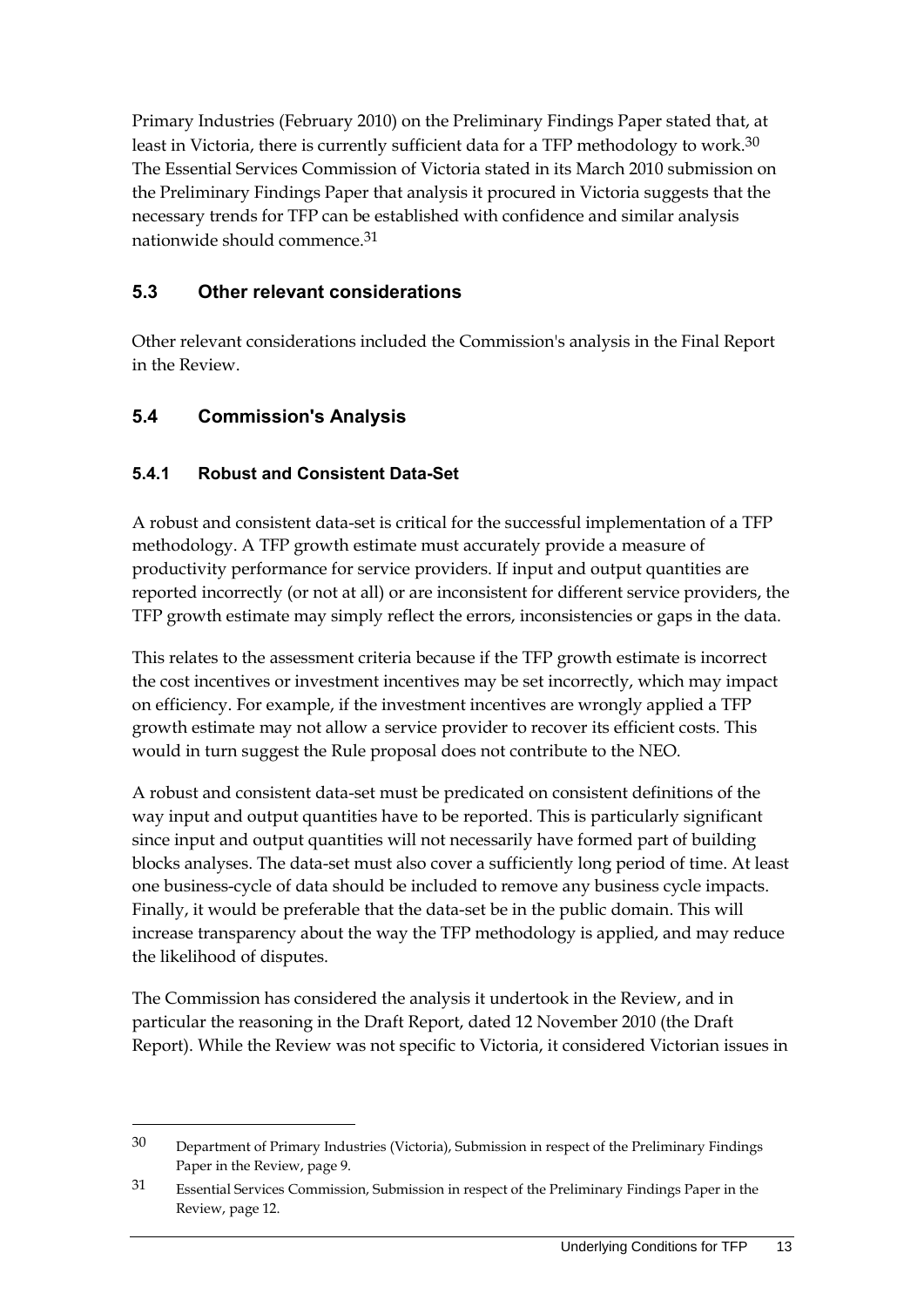Primary Industries (February 2010) on the Preliminary Findings Paper stated that, at least in Victoria, there is currently sufficient data for a TFP methodology to work.[30] The Essential Services Commission of Victoria stated in its March 2010 submission on the Preliminary Findings Paper that analysis it procured in Victoria suggests that the necessary trends for TFP can be established with confidence and similar analysis nationwide should commence.[31]

## 5.3 Other relevant considerations

Other relevant considerations included the Commission's analysis in the Final Report in the Review.

## 5.4 Commission's Analysis

### 5.4.1 Robust and Consistent Data-Set

A robust and consistent data-set is critical for the successful implementation of a TFP methodology. A TFP growth estimate must accurately provide a measure of productivity performance for service providers. If input and output quantities are reported incorrectly (or not at all) or are inconsistent for different service providers, the TFP growth estimate may simply reflect the errors, inconsistencies or gaps in the data.

This relates to the assessment criteria because if the TFP growth estimate is incorrect the cost incentives or investment incentives may be set incorrectly, which may impact on efficiency. For example, if the investment incentives are wrongly applied a TFP growth estimate may not allow a service provider to recover its efficient costs. This would in turn suggest the Rule proposal does not contribute to the NEO.

A robust and consistent data-set must be predicated on consistent definitions of the way input and output quantities have to be reported. This is particularly significant since input and output quantities will not necessarily have formed part of building blocks analyses. The data-set must also cover a sufficiently long period of time. At least one business-cycle of data should be included to remove any business cycle impacts. Finally, it would be preferable that the data-set be in the public domain. This will increase transparency about the way the TFP methodology is applied, and may reduce the likelihood of disputes.

The Commission has considered the analysis it undertook in the Review, and in particular the reasoning in the Draft Report, dated 12 November 2010 (the Draft Report). While the Review was not specific to Victoria, it considered Victorian issues in

---

30 Department of Primary Industries (Victoria), Submission in respect of the Preliminary Findings Paper in the Review, page 9.

31 Essential Services Commission, Submission in respect of the Preliminary Findings Paper in the Review, page 12.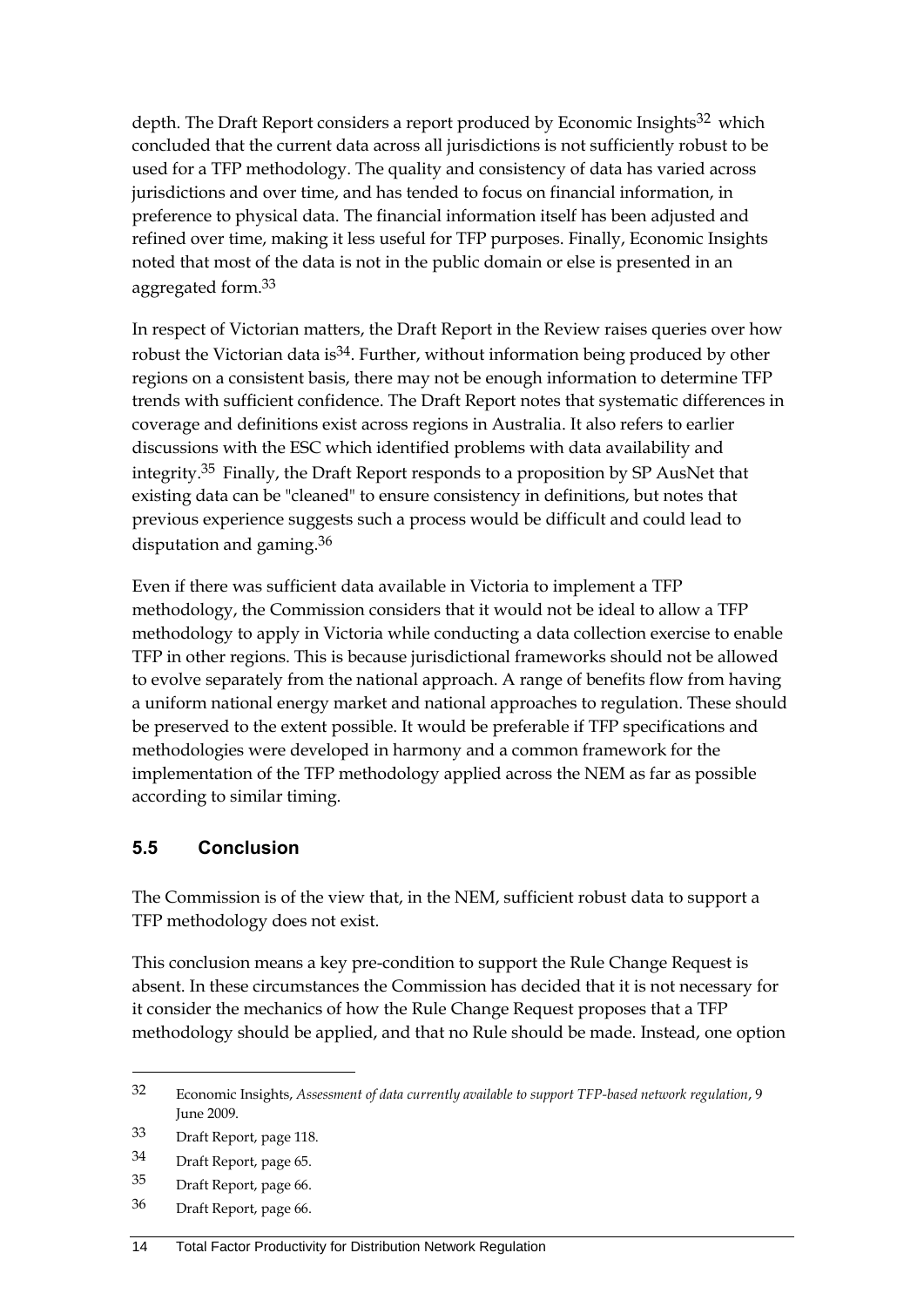depth. The Draft Report considers a report produced by Economic Insights[32] which concluded that the current data across all jurisdictions is not sufficiently robust to be used for a TFP methodology. The quality and consistency of data has varied across jurisdictions and over time, and has tended to focus on financial information, in preference to physical data. The financial information itself has been adjusted and refined over time, making it less useful for TFP purposes. Finally, Economic Insights noted that most of the data is not in the public domain or else is presented in an aggregated form.[33]

In respect of Victorian matters, the Draft Report in the Review raises queries over how robust the Victorian data is[34]. Further, without information being produced by other regions on a consistent basis, there may not be enough information to determine TFP trends with sufficient confidence. The Draft Report notes that systematic differences in coverage and definitions exist across regions in Australia. It also refers to earlier discussions with the ESC which identified problems with data availability and integrity.[35] Finally, the Draft Report responds to a proposition by SP AusNet that existing data can be "cleaned" to ensure consistency in definitions, but notes that previous experience suggests such a process would be difficult and could lead to disputation and gaming.[36]

Even if there was sufficient data available in Victoria to implement a TFP methodology, the Commission considers that it would not be ideal to allow a TFP methodology to apply in Victoria while conducting a data collection exercise to enable TFP in other regions. This is because jurisdictional frameworks should not be allowed to evolve separately from the national approach. A range of benefits flow from having a uniform national energy market and national approaches to regulation. These should be preserved to the extent possible. It would be preferable if TFP specifications and methodologies were developed in harmony and a common framework for the implementation of the TFP methodology applied across the NEM as far as possible according to similar timing.

## 5.5 Conclusion

The Commission is of the view that, in the NEM, sufficient robust data to support a TFP methodology does not exist.

This conclusion means a key pre-condition to support the Rule Change Request is absent. In these circumstances the Commission has decided that it is not necessary for it consider the mechanics of how the Rule Change Request proposes that a TFP methodology should be applied, and that no Rule should be made. Instead, one option

---

32 Economic Insights, *Assessment of data currently available to support TFP-based network regulation*, 9 June 2009.

33 Draft Report, page 118.

34 Draft Report, page 65.

35 Draft Report, page 66.

36 Draft Report, page 66.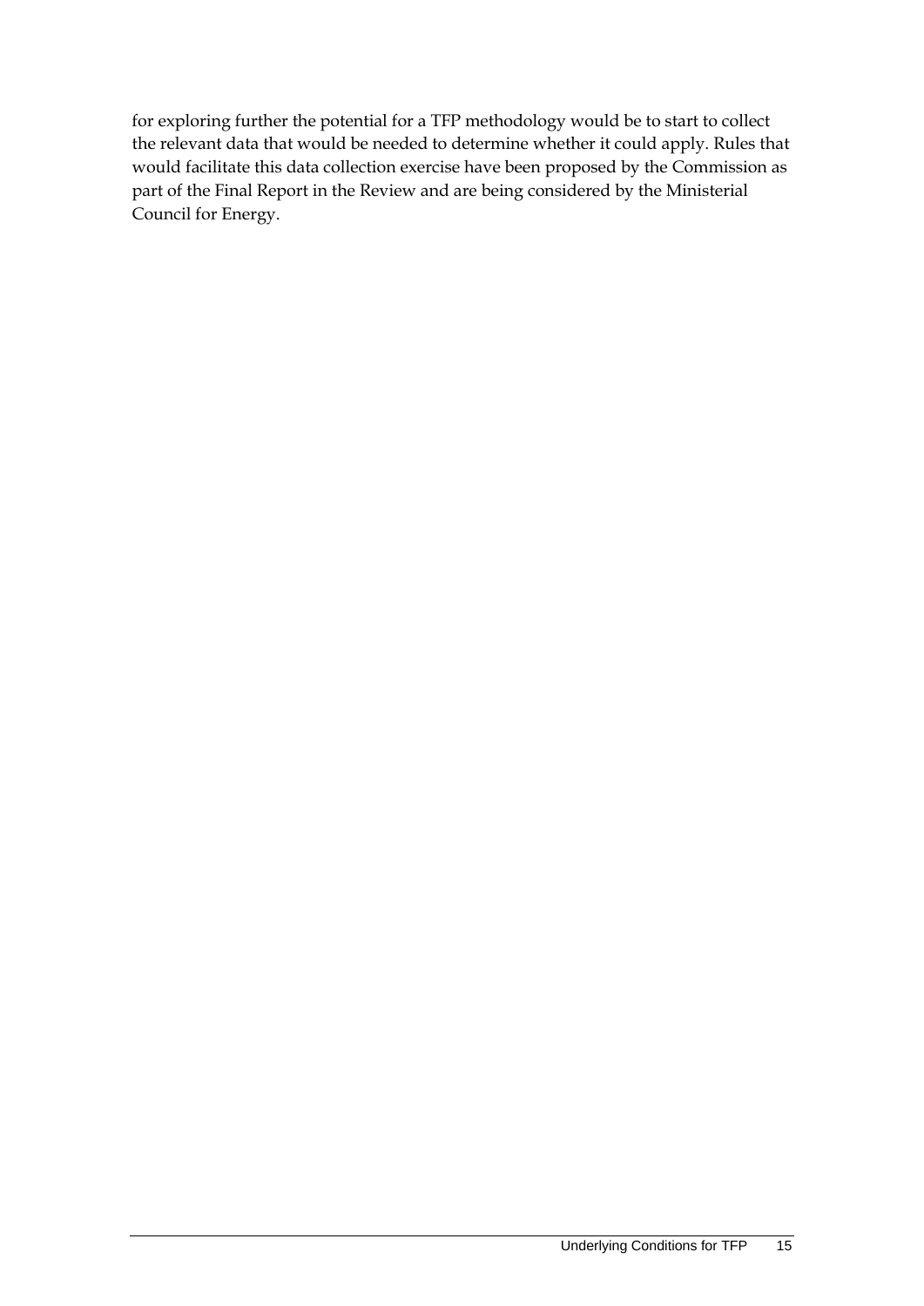for exploring further the potential for a TFP methodology would be to start to collect the relevant data that would be needed to determine whether it could apply. Rules that would facilitate this data collection exercise have been proposed by the Commission as part of the Final Report in the Review and are being considered by the Ministerial Council for Energy.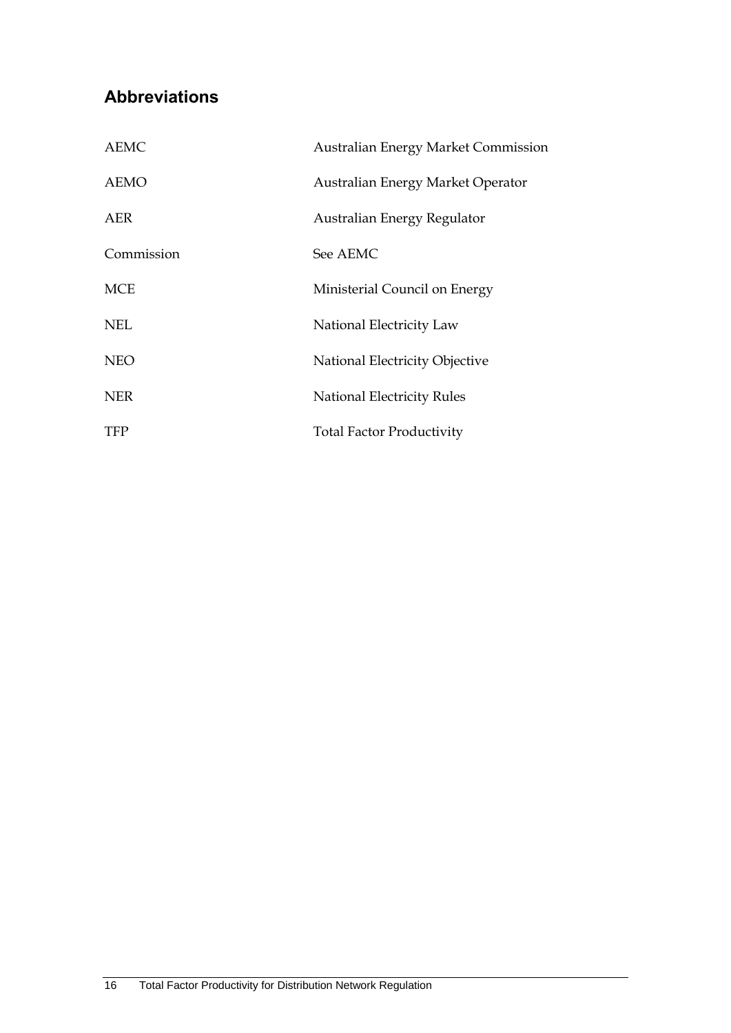## Abbreviations

| | |
|---|---|
| AEMC | Australian Energy Market Commission |
| AEMO | Australian Energy Market Operator |
| AER | Australian Energy Regulator |
| Commission | See AEMC |
| MCE | Ministerial Council on Energy |
| NEL | National Electricity Law |
| NEO | National Electricity Objective |
| NER | National Electricity Rules |
| TFP | Total Factor Productivity |